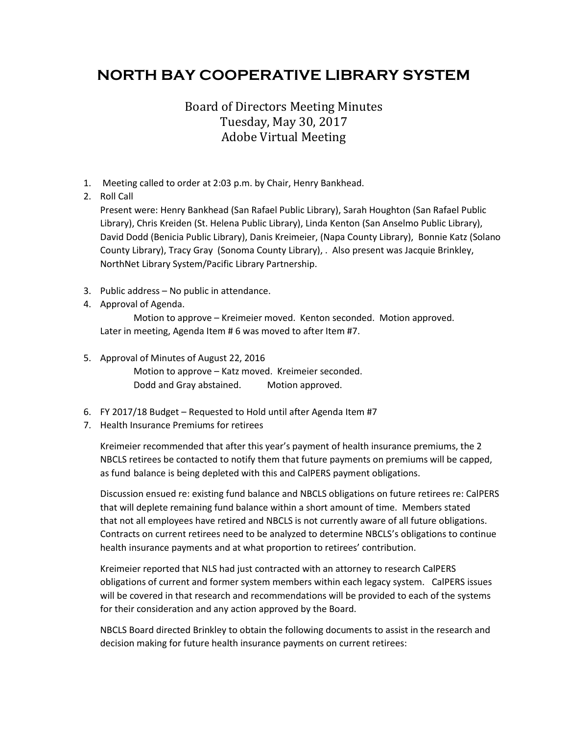# NORTH BAY COOPERATIVE LIBRARY SYSTEM

## Board of Directors Meeting Minutes
## Tuesday, May 30, 2017
## Adobe Virtual Meeting

1. Meeting called to order at 2:03 p.m. by Chair, Henry Bankhead.
2. Roll Call

   Present were: Henry Bankhead (San Rafael Public Library), Sarah Houghton (San Rafael Public Library), Chris Kreiden (St. Helena Public Library), Linda Kenton (San Anselmo Public Library), David Dodd (Benicia Public Library), Danis Kreimeier, (Napa County Library), Bonnie Katz (Solano County Library), Tracy Gray (Sonoma County Library), . Also present was Jacquie Brinkley, NorthNet Library System/Pacific Library Partnership.

3. Public address – No public in attendance.
4. Approval of Agenda.

   Motion to approve – Kreimeier moved. Kenton seconded. Motion approved.

   Later in meeting, Agenda Item # 6 was moved to after Item #7.

5. Approval of Minutes of August 22, 2016

   Motion to approve – Katz moved. Kreimeier seconded.

   Dodd and Gray abstained. Motion approved.

6. FY 2017/18 Budget – Requested to Hold until after Agenda Item #7
7. Health Insurance Premiums for retirees

   Kreimeier recommended that after this year's payment of health insurance premiums, the 2 NBCLS retirees be contacted to notify them that future payments on premiums will be capped, as fund balance is being depleted with this and CalPERS payment obligations.

   Discussion ensued re: existing fund balance and NBCLS obligations on future retirees re: CalPERS that will deplete remaining fund balance within a short amount of time. Members stated that not all employees have retired and NBCLS is not currently aware of all future obligations. Contracts on current retirees need to be analyzed to determine NBCLS's obligations to continue health insurance payments and at what proportion to retirees' contribution.

   Kreimeier reported that NLS had just contracted with an attorney to research CalPERS obligations of current and former system members within each legacy system. CalPERS issues will be covered in that research and recommendations will be provided to each of the systems for their consideration and any action approved by the Board.

   NBCLS Board directed Brinkley to obtain the following documents to assist in the research and decision making for future health insurance payments on current retirees: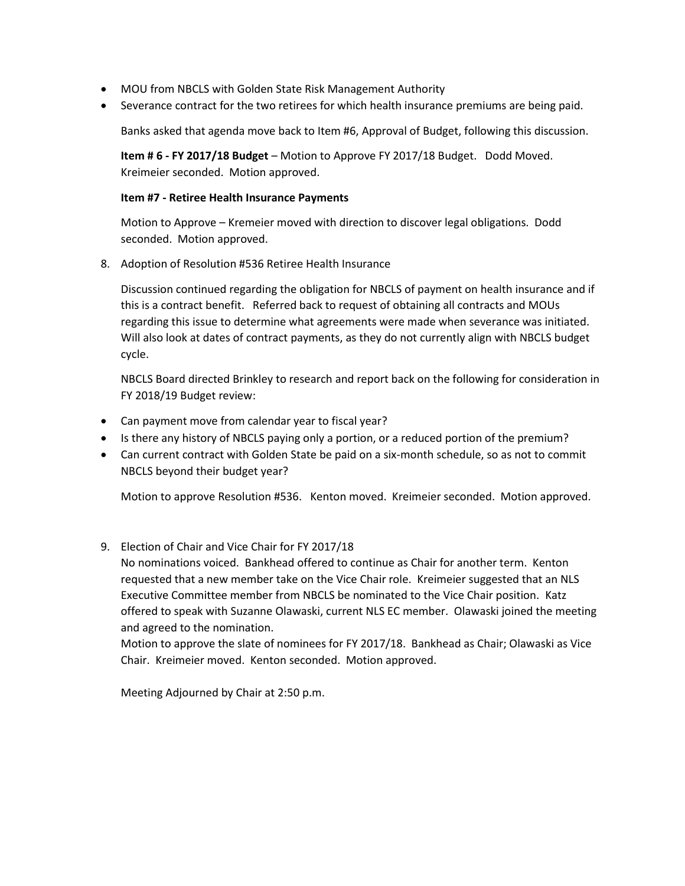- MOU from NBCLS with Golden State Risk Management Authority
- Severance contract for the two retirees for which health insurance premiums are being paid.

  Banks asked that agenda move back to Item #6, Approval of Budget, following this discussion.

  **Item # 6 - FY 2017/18 Budget** – Motion to Approve FY 2017/18 Budget. Dodd Moved. Kreimeier seconded. Motion approved.

  **Item #7 - Retiree Health Insurance Payments**

  Motion to Approve – Kremeier moved with direction to discover legal obligations. Dodd seconded. Motion approved.

8. Adoption of Resolution #536 Retiree Health Insurance

   Discussion continued regarding the obligation for NBCLS of payment on health insurance and if this is a contract benefit. Referred back to request of obtaining all contracts and MOUs regarding this issue to determine what agreements were made when severance was initiated. Will also look at dates of contract payments, as they do not currently align with NBCLS budget cycle.

   NBCLS Board directed Brinkley to research and report back on the following for consideration in FY 2018/19 Budget review:

- Can payment move from calendar year to fiscal year?
- Is there any history of NBCLS paying only a portion, or a reduced portion of the premium?
- Can current contract with Golden State be paid on a six-month schedule, so as not to commit NBCLS beyond their budget year?

  Motion to approve Resolution #536. Kenton moved. Kreimeier seconded. Motion approved.

9. Election of Chair and Vice Chair for FY 2017/18
   No nominations voiced. Bankhead offered to continue as Chair for another term. Kenton requested that a new member take on the Vice Chair role. Kreimeier suggested that an NLS Executive Committee member from NBCLS be nominated to the Vice Chair position. Katz offered to speak with Suzanne Olawaski, current NLS EC member. Olawaski joined the meeting and agreed to the nomination.
   Motion to approve the slate of nominees for FY 2017/18. Bankhead as Chair; Olawaski as Vice Chair. Kreimeier moved. Kenton seconded. Motion approved.

   Meeting Adjourned by Chair at 2:50 p.m.